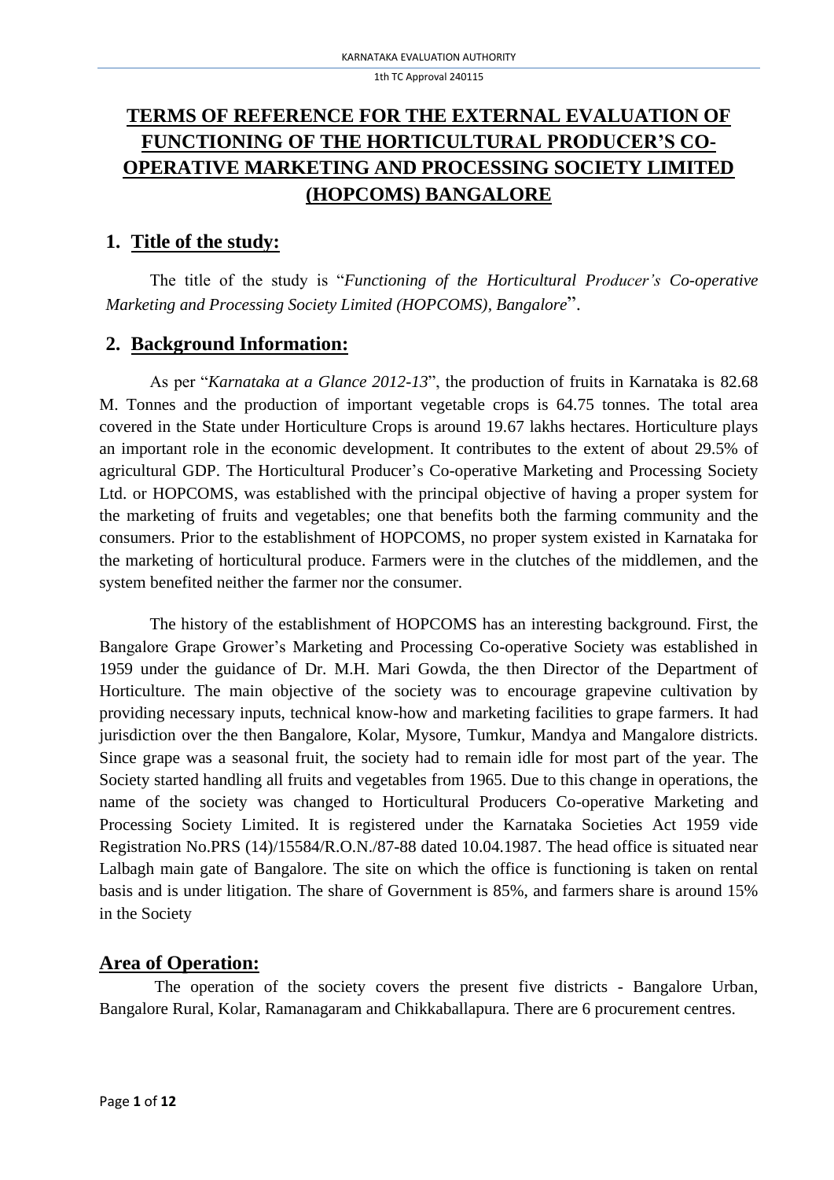# TERMS OF REFERENCE FOR THE EXTERNAL EVALUATION OF FUNCTIONING OF THE HORTICULTURAL PRODUCER'S CO-OPERATIVE MARKETING AND PROCESSING SOCIETY LIMITED (HOPCOMS) BANGALORE

## 1. Title of the study:

The title of the study is "*Functioning of the Horticultural Producer's Co-operative Marketing and Processing Society Limited (HOPCOMS), Bangalore*".

## 2. Background Information:

As per "*Karnataka at a Glance 2012-13*", the production of fruits in Karnataka is 82.68 M. Tonnes and the production of important vegetable crops is 64.75 tonnes. The total area covered in the State under Horticulture Crops is around 19.67 lakhs hectares. Horticulture plays an important role in the economic development. It contributes to the extent of about 29.5% of agricultural GDP. The Horticultural Producer's Co-operative Marketing and Processing Society Ltd. or HOPCOMS, was established with the principal objective of having a proper system for the marketing of fruits and vegetables; one that benefits both the farming community and the consumers. Prior to the establishment of HOPCOMS, no proper system existed in Karnataka for the marketing of horticultural produce. Farmers were in the clutches of the middlemen, and the system benefited neither the farmer nor the consumer.

The history of the establishment of HOPCOMS has an interesting background. First, the Bangalore Grape Grower's Marketing and Processing Co-operative Society was established in 1959 under the guidance of Dr. M.H. Mari Gowda, the then Director of the Department of Horticulture. The main objective of the society was to encourage grapevine cultivation by providing necessary inputs, technical know-how and marketing facilities to grape farmers. It had jurisdiction over the then Bangalore, Kolar, Mysore, Tumkur, Mandya and Mangalore districts. Since grape was a seasonal fruit, the society had to remain idle for most part of the year. The Society started handling all fruits and vegetables from 1965. Due to this change in operations, the name of the society was changed to Horticultural Producers Co-operative Marketing and Processing Society Limited. It is registered under the Karnataka Societies Act 1959 vide Registration No.PRS (14)/15584/R.O.N./87-88 dated 10.04.1987. The head office is situated near Lalbagh main gate of Bangalore. The site on which the office is functioning is taken on rental basis and is under litigation. The share of Government is 85%, and farmers share is around 15% in the Society

## Area of Operation:

The operation of the society covers the present five districts - Bangalore Urban, Bangalore Rural, Kolar, Ramanagaram and Chikkaballapura. There are 6 procurement centres.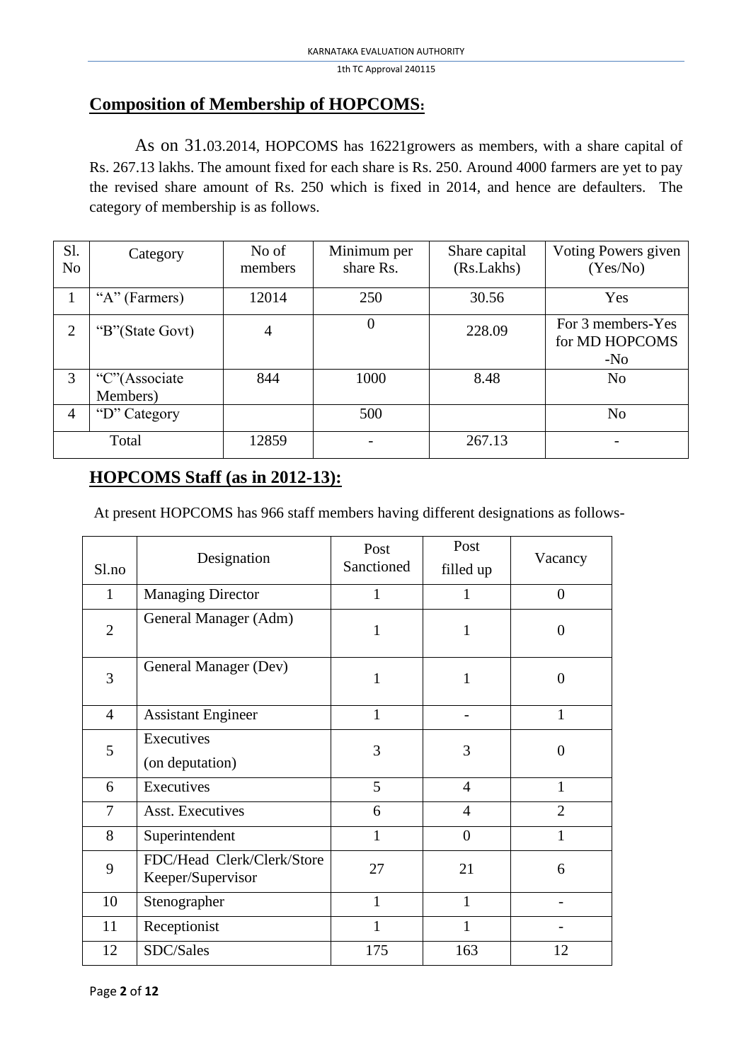## Composition of Membership of HOPCOMS:

As on 31.03.2014, HOPCOMS has 16221growers as members, with a share capital of Rs. 267.13 lakhs. The amount fixed for each share is Rs. 250. Around 4000 farmers are yet to pay the revised share amount of Rs. 250 which is fixed in 2014, and hence are defaulters. The category of membership is as follows.

| Sl. No | Category | No of members | Minimum per share Rs. | Share capital (Rs.Lakhs) | Voting Powers given (Yes/No) |
|---|---|---|---|---|---|
| 1 | "A" (Farmers) | 12014 | 250 | 30.56 | Yes |
| 2 | "B"(State Govt) | 4 | 0 | 228.09 | For 3 members-Yes for MD HOPCOMS -No |
| 3 | "C"(Associate Members) | 844 | 1000 | 8.48 | No |
| 4 | "D" Category | | 500 | | No |
| Total | | 12859 | - | 267.13 | - |

## HOPCOMS Staff (as in 2012-13):

At present HOPCOMS has 966 staff members having different designations as follows-

| Sl.no | Designation | Post Sanctioned | Post filled up | Vacancy |
|---|---|---|---|---|
| 1 | Managing Director | 1 | 1 | 0 |
| 2 | General Manager (Adm) | 1 | 1 | 0 |
| 3 | General Manager (Dev) | 1 | 1 | 0 |
| 4 | Assistant Engineer | 1 | - | 1 |
| 5 | Executives (on deputation) | 3 | 3 | 0 |
| 6 | Executives | 5 | 4 | 1 |
| 7 | Asst. Executives | 6 | 4 | 2 |
| 8 | Superintendent | 1 | 0 | 1 |
| 9 | FDC/Head Clerk/Clerk/Store Keeper/Supervisor | 27 | 21 | 6 |
| 10 | Stenographer | 1 | 1 | - |
| 11 | Receptionist | 1 | 1 | - |
| 12 | SDC/Sales | 175 | 163 | 12 |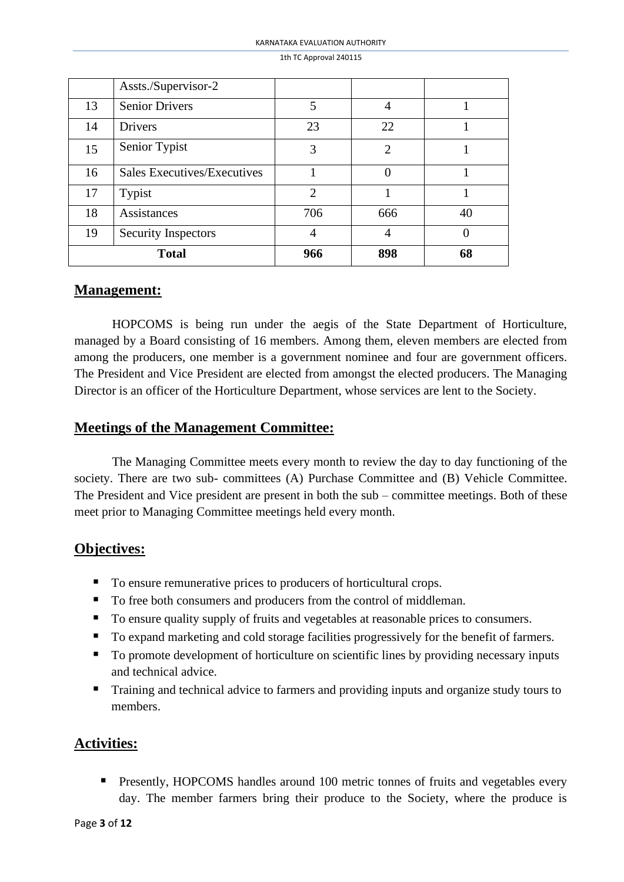|  | Assts./Supervisor-2 |  |  |  |
|---|---|---|---|---|
| 13 | Senior Drivers | 5 | 4 | 1 |
| 14 | Drivers | 23 | 22 | 1 |
| 15 | Senior Typist | 3 | 2 | 1 |
| 16 | Sales Executives/Executives | 1 | 0 | 1 |
| 17 | Typist | 2 | 1 | 1 |
| 18 | Assistances | 706 | 666 | 40 |
| 19 | Security Inspectors | 4 | 4 | 0 |
| **Total** |  | **966** | **898** | **68** |

## Management:

HOPCOMS is being run under the aegis of the State Department of Horticulture, managed by a Board consisting of 16 members. Among them, eleven members are elected from among the producers, one member is a government nominee and four are government officers. The President and Vice President are elected from amongst the elected producers. The Managing Director is an officer of the Horticulture Department, whose services are lent to the Society.

## Meetings of the Management Committee:

The Managing Committee meets every month to review the day to day functioning of the society. There are two sub- committees (A) Purchase Committee and (B) Vehicle Committee. The President and Vice president are present in both the sub – committee meetings. Both of these meet prior to Managing Committee meetings held every month.

## Objectives:

- To ensure remunerative prices to producers of horticultural crops.
- To free both consumers and producers from the control of middleman.
- To ensure quality supply of fruits and vegetables at reasonable prices to consumers.
- To expand marketing and cold storage facilities progressively for the benefit of farmers.
- To promote development of horticulture on scientific lines by providing necessary inputs and technical advice.
- Training and technical advice to farmers and providing inputs and organize study tours to members.

## Activities:

- Presently, HOPCOMS handles around 100 metric tonnes of fruits and vegetables every day. The member farmers bring their produce to the Society, where the produce is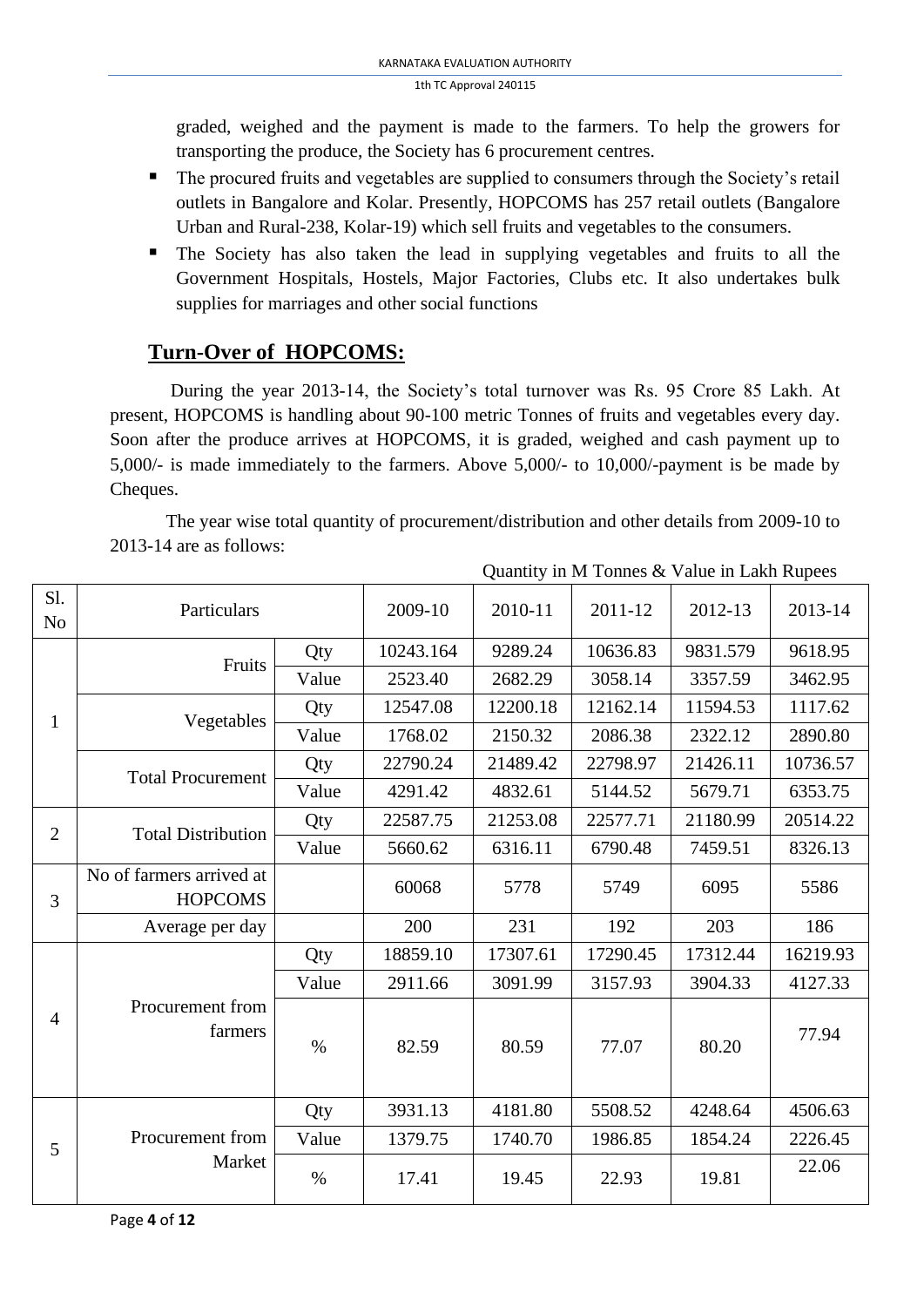graded, weighed and the payment is made to the farmers. To help the growers for transporting the produce, the Society has 6 procurement centres.

- The procured fruits and vegetables are supplied to consumers through the Society's retail outlets in Bangalore and Kolar. Presently, HOPCOMS has 257 retail outlets (Bangalore Urban and Rural-238, Kolar-19) which sell fruits and vegetables to the consumers.
- The Society has also taken the lead in supplying vegetables and fruits to all the Government Hospitals, Hostels, Major Factories, Clubs etc. It also undertakes bulk supplies for marriages and other social functions

## Turn-Over of HOPCOMS:

During the year 2013-14, the Society's total turnover was Rs. 95 Crore 85 Lakh. At present, HOPCOMS is handling about 90-100 metric Tonnes of fruits and vegetables every day. Soon after the produce arrives at HOPCOMS, it is graded, weighed and cash payment up to 5,000/- is made immediately to the farmers. Above 5,000/- to 10,000/-payment is be made by Cheques.

The year wise total quantity of procurement/distribution and other details from 2009-10 to 2013-14 are as follows:

Quantity in M Tonnes & Value in Lakh Rupees

| Sl. No | Particulars | | 2009-10 | 2010-11 | 2011-12 | 2012-13 | 2013-14 |
|---|---|---|---|---|---|---|---|
| 1 | Fruits | Qty | 10243.164 | 9289.24 | 10636.83 | 9831.579 | 9618.95 |
| | | Value | 2523.40 | 2682.29 | 3058.14 | 3357.59 | 3462.95 |
| | Vegetables | Qty | 12547.08 | 12200.18 | 12162.14 | 11594.53 | 1117.62 |
| | | Value | 1768.02 | 2150.32 | 2086.38 | 2322.12 | 2890.80 |
| | Total Procurement | Qty | 22790.24 | 21489.42 | 22798.97 | 21426.11 | 10736.57 |
| | | Value | 4291.42 | 4832.61 | 5144.52 | 5679.71 | 6353.75 |
| 2 | Total Distribution | Qty | 22587.75 | 21253.08 | 22577.71 | 21180.99 | 20514.22 |
| | | Value | 5660.62 | 6316.11 | 6790.48 | 7459.51 | 8326.13 |
| 3 | No of farmers arrived at HOPCOMS | | 60068 | 5778 | 5749 | 6095 | 5586 |
| | Average per day | | 200 | 231 | 192 | 203 | 186 |
| 4 | Procurement from farmers | Qty | 18859.10 | 17307.61 | 17290.45 | 17312.44 | 16219.93 |
| | | Value | 2911.66 | 3091.99 | 3157.93 | 3904.33 | 4127.33 |
| | | % | 82.59 | 80.59 | 77.07 | 80.20 | 77.94 |
| 5 | Procurement from Market | Qty | 3931.13 | 4181.80 | 5508.52 | 4248.64 | 4506.63 |
| | | Value | 1379.75 | 1740.70 | 1986.85 | 1854.24 | 2226.45 |
| | | % | 17.41 | 19.45 | 22.93 | 19.81 | 22.06 |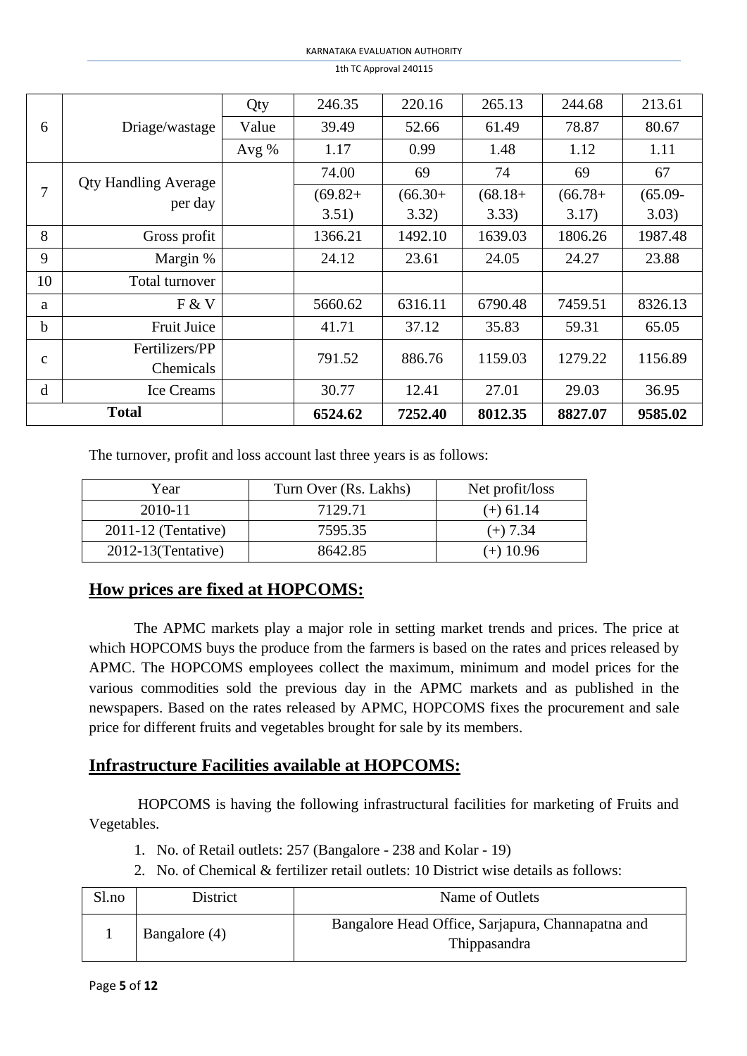| 6 | Driage/wastage | Qty | 246.35 | 220.16 | 265.13 | 244.68 | 213.61 |
|---|---|---|---|---|---|---|---|
| | | Value | 39.49 | 52.66 | 61.49 | 78.87 | 80.67 |
| | | Avg % | 1.17 | 0.99 | 1.48 | 1.12 | 1.11 |
| 7 | Qty Handling Average per day | | 74.00 (69.82+ 3.51) | 69 (66.30+ 3.32) | 74 (68.18+ 3.33) | 69 (66.78+ 3.17) | 67 (65.09- 3.03) |
| 8 | Gross profit | | 1366.21 | 1492.10 | 1639.03 | 1806.26 | 1987.48 |
| 9 | Margin % | | 24.12 | 23.61 | 24.05 | 24.27 | 23.88 |
| 10 | Total turnover | | | | | | |
| a | F & V | | 5660.62 | 6316.11 | 6790.48 | 7459.51 | 8326.13 |
| b | Fruit Juice | | 41.71 | 37.12 | 35.83 | 59.31 | 65.05 |
| c | Fertilizers/PP Chemicals | | 791.52 | 886.76 | 1159.03 | 1279.22 | 1156.89 |
| d | Ice Creams | | 30.77 | 12.41 | 27.01 | 29.03 | 36.95 |
| **Total** | | | **6524.62** | **7252.40** | **8012.35** | **8827.07** | **9585.02** |

The turnover, profit and loss account last three years is as follows:

| Year | Turn Over (Rs. Lakhs) | Net profit/loss |
|---|---|---|
| 2010-11 | 7129.71 | (+) 61.14 |
| 2011-12 (Tentative) | 7595.35 | (+) 7.34 |
| 2012-13(Tentative) | 8642.85 | (+) 10.96 |

## How prices are fixed at HOPCOMS:

The APMC markets play a major role in setting market trends and prices. The price at which HOPCOMS buys the produce from the farmers is based on the rates and prices released by APMC. The HOPCOMS employees collect the maximum, minimum and model prices for the various commodities sold the previous day in the APMC markets and as published in the newspapers. Based on the rates released by APMC, HOPCOMS fixes the procurement and sale price for different fruits and vegetables brought for sale by its members.

## Infrastructure Facilities available at HOPCOMS:

HOPCOMS is having the following infrastructural facilities for marketing of Fruits and Vegetables.

1. No. of Retail outlets: 257 (Bangalore - 238 and Kolar - 19)
2. No. of Chemical & fertilizer retail outlets: 10 District wise details as follows:

| Sl.no | District | Name of Outlets |
|---|---|---|
| 1 | Bangalore (4) | Bangalore Head Office, Sarjapura, Channapatna and Thippasandra |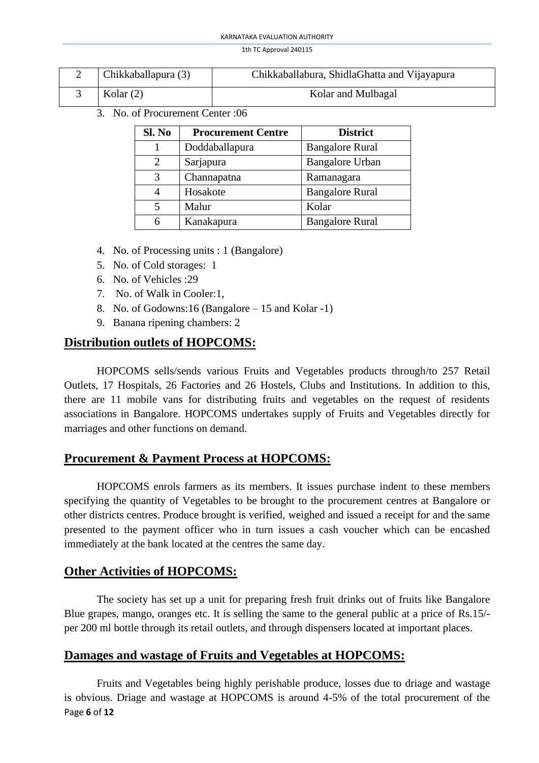| 2 | Chikkaballapura (3) | Chikkaballabura, ShidlaGhatta and Vijayapura |
|---|---|---|
| 3 | Kolar (2) | Kolar and Mulbagal |

3. No. of Procurement Center :06

| Sl. No | Procurement Centre | District |
|---|---|---|
| 1 | Doddaballapura | Bangalore Rural |
| 2 | Sarjapura | Bangalore Urban |
| 3 | Channapatna | Ramanagara |
| 4 | Hosakote | Bangalore Rural |
| 5 | Malur | Kolar |
| 6 | Kanakapura | Bangalore Rural |

4. No. of Processing units : 1 (Bangalore)
5. No. of Cold storages: 1
6. No. of Vehicles :29
7. No. of Walk in Cooler:1,
8. No. of Godowns:16 (Bangalore – 15 and Kolar -1)
9. Banana ripening chambers: 2

## Distribution outlets of HOPCOMS:

HOPCOMS sells/sends various Fruits and Vegetables products through/to 257 Retail Outlets, 17 Hospitals, 26 Factories and 26 Hostels, Clubs and Institutions. In addition to this, there are 11 mobile vans for distributing fruits and vegetables on the request of residents associations in Bangalore. HOPCOMS undertakes supply of Fruits and Vegetables directly for marriages and other functions on demand.

## Procurement & Payment Process at HOPCOMS:

HOPCOMS enrols farmers as its members. It issues purchase indent to these members specifying the quantity of Vegetables to be brought to the procurement centres at Bangalore or other districts centres. Produce brought is verified, weighed and issued a receipt for and the same presented to the payment officer who in turn issues a cash voucher which can be encashed immediately at the bank located at the centres the same day.

## Other Activities of HOPCOMS:

The society has set up a unit for preparing fresh fruit drinks out of fruits like Bangalore Blue grapes, mango, oranges etc. It is selling the same to the general public at a price of Rs.15/- per 200 ml bottle through its retail outlets, and through dispensers located at important places.

## Damages and wastage of Fruits and Vegetables at HOPCOMS:

Fruits and Vegetables being highly perishable produce, losses due to driage and wastage is obvious. Driage and wastage at HOPCOMS is around 4-5% of the total procurement of the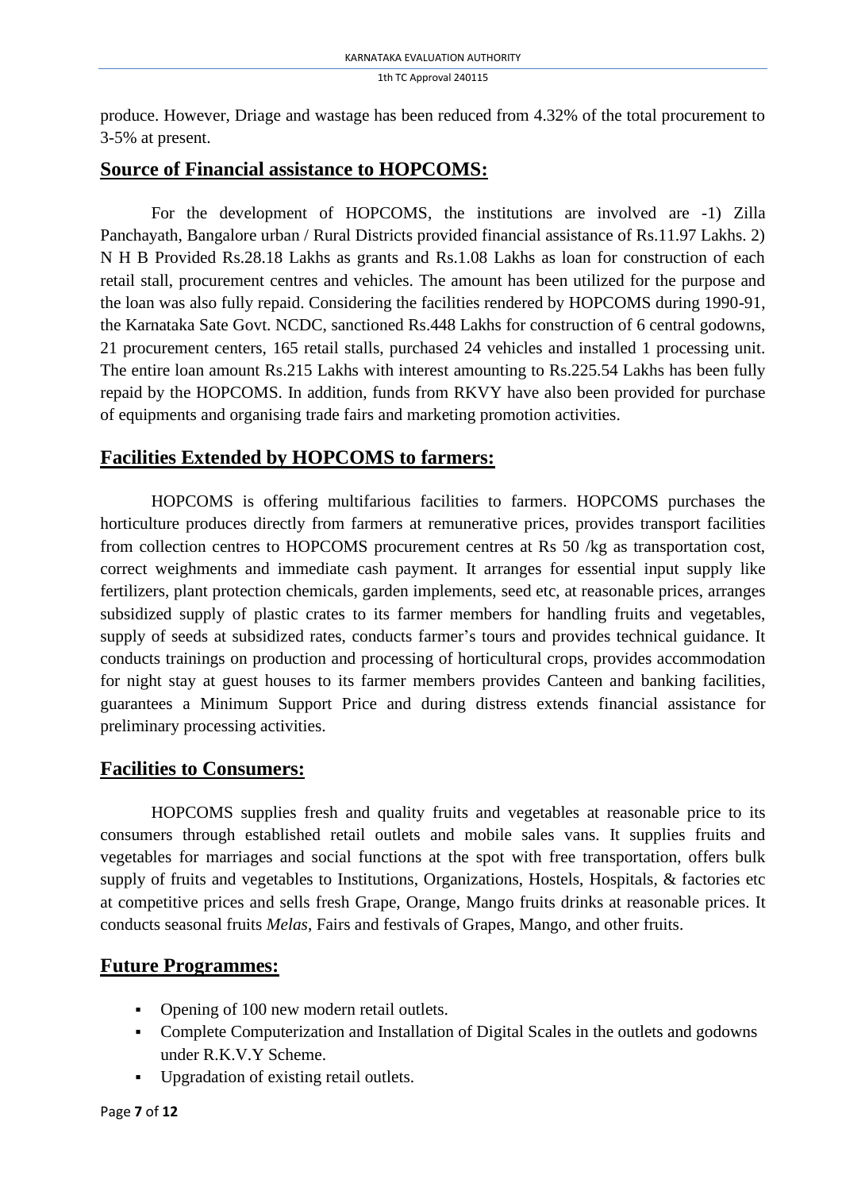produce. However, Driage and wastage has been reduced from 4.32% of the total procurement to 3-5% at present.

## Source of Financial assistance to HOPCOMS:

For the development of HOPCOMS, the institutions are involved are -1) Zilla Panchayath, Bangalore urban / Rural Districts provided financial assistance of Rs.11.97 Lakhs. 2) N H B Provided Rs.28.18 Lakhs as grants and Rs.1.08 Lakhs as loan for construction of each retail stall, procurement centres and vehicles. The amount has been utilized for the purpose and the loan was also fully repaid. Considering the facilities rendered by HOPCOMS during 1990-91, the Karnataka Sate Govt. NCDC, sanctioned Rs.448 Lakhs for construction of 6 central godowns, 21 procurement centers, 165 retail stalls, purchased 24 vehicles and installed 1 processing unit. The entire loan amount Rs.215 Lakhs with interest amounting to Rs.225.54 Lakhs has been fully repaid by the HOPCOMS. In addition, funds from RKVY have also been provided for purchase of equipments and organising trade fairs and marketing promotion activities.

## Facilities Extended by HOPCOMS to farmers:

HOPCOMS is offering multifarious facilities to farmers. HOPCOMS purchases the horticulture produces directly from farmers at remunerative prices, provides transport facilities from collection centres to HOPCOMS procurement centres at Rs 50 /kg as transportation cost, correct weighments and immediate cash payment. It arranges for essential input supply like fertilizers, plant protection chemicals, garden implements, seed etc, at reasonable prices, arranges subsidized supply of plastic crates to its farmer members for handling fruits and vegetables, supply of seeds at subsidized rates, conducts farmer's tours and provides technical guidance. It conducts trainings on production and processing of horticultural crops, provides accommodation for night stay at guest houses to its farmer members provides Canteen and banking facilities, guarantees a Minimum Support Price and during distress extends financial assistance for preliminary processing activities.

## Facilities to Consumers:

HOPCOMS supplies fresh and quality fruits and vegetables at reasonable price to its consumers through established retail outlets and mobile sales vans. It supplies fruits and vegetables for marriages and social functions at the spot with free transportation, offers bulk supply of fruits and vegetables to Institutions, Organizations, Hostels, Hospitals, & factories etc at competitive prices and sells fresh Grape, Orange, Mango fruits drinks at reasonable prices. It conducts seasonal fruits *Melas*, Fairs and festivals of Grapes, Mango, and other fruits.

## Future Programmes:

- Opening of 100 new modern retail outlets.
- Complete Computerization and Installation of Digital Scales in the outlets and godowns under R.K.V.Y Scheme.
- Upgradation of existing retail outlets.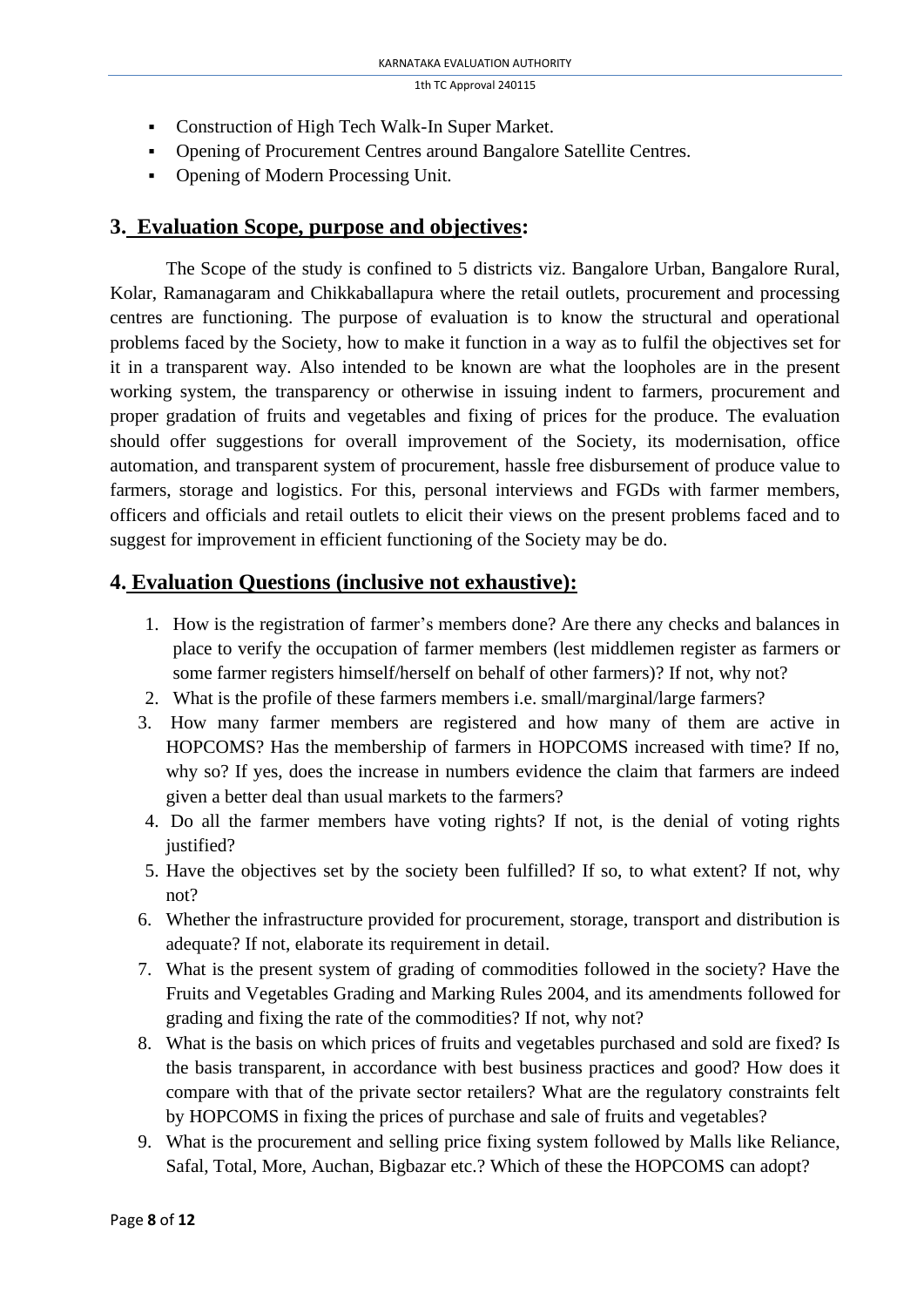- Construction of High Tech Walk-In Super Market.
- Opening of Procurement Centres around Bangalore Satellite Centres.
- Opening of Modern Processing Unit.

## 3. Evaluation Scope, purpose and objectives:

The Scope of the study is confined to 5 districts viz. Bangalore Urban, Bangalore Rural, Kolar, Ramanagaram and Chikkaballapura where the retail outlets, procurement and processing centres are functioning. The purpose of evaluation is to know the structural and operational problems faced by the Society, how to make it function in a way as to fulfil the objectives set for it in a transparent way. Also intended to be known are what the loopholes are in the present working system, the transparency or otherwise in issuing indent to farmers, procurement and proper gradation of fruits and vegetables and fixing of prices for the produce. The evaluation should offer suggestions for overall improvement of the Society, its modernisation, office automation, and transparent system of procurement, hassle free disbursement of produce value to farmers, storage and logistics. For this, personal interviews and FGDs with farmer members, officers and officials and retail outlets to elicit their views on the present problems faced and to suggest for improvement in efficient functioning of the Society may be do.

## 4. Evaluation Questions (inclusive not exhaustive):

1. How is the registration of farmer's members done? Are there any checks and balances in place to verify the occupation of farmer members (lest middlemen register as farmers or some farmer registers himself/herself on behalf of other farmers)? If not, why not?
2. What is the profile of these farmers members i.e. small/marginal/large farmers?
3. How many farmer members are registered and how many of them are active in HOPCOMS? Has the membership of farmers in HOPCOMS increased with time? If no, why so? If yes, does the increase in numbers evidence the claim that farmers are indeed given a better deal than usual markets to the farmers?
4. Do all the farmer members have voting rights? If not, is the denial of voting rights justified?
5. Have the objectives set by the society been fulfilled? If so, to what extent? If not, why not?
6. Whether the infrastructure provided for procurement, storage, transport and distribution is adequate? If not, elaborate its requirement in detail.
7. What is the present system of grading of commodities followed in the society? Have the Fruits and Vegetables Grading and Marking Rules 2004, and its amendments followed for grading and fixing the rate of the commodities? If not, why not?
8. What is the basis on which prices of fruits and vegetables purchased and sold are fixed? Is the basis transparent, in accordance with best business practices and good? How does it compare with that of the private sector retailers? What are the regulatory constraints felt by HOPCOMS in fixing the prices of purchase and sale of fruits and vegetables?
9. What is the procurement and selling price fixing system followed by Malls like Reliance, Safal, Total, More, Auchan, Bigbazar etc.? Which of these the HOPCOMS can adopt?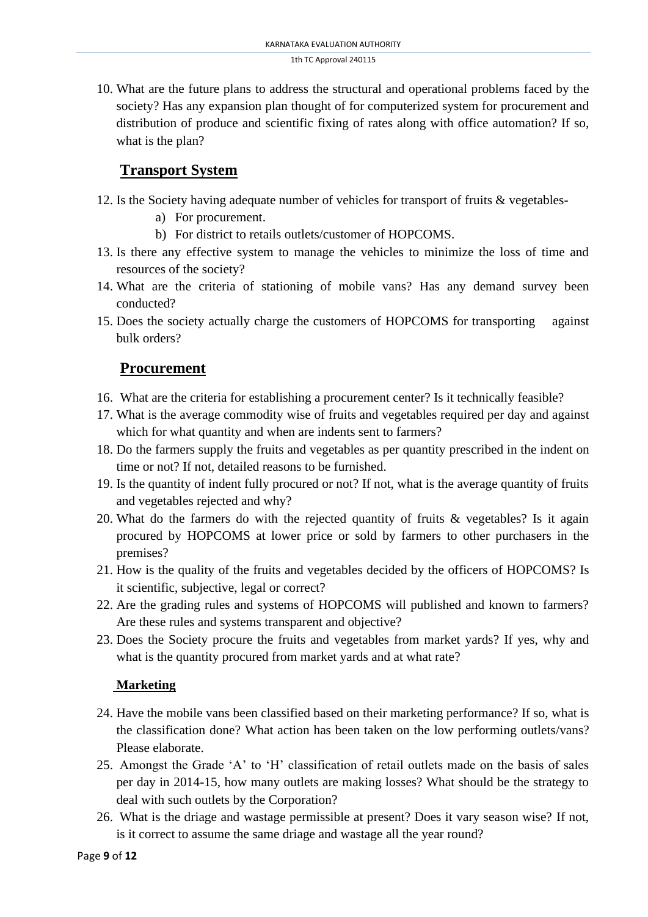10. What are the future plans to address the structural and operational problems faced by the society? Has any expansion plan thought of for computerized system for procurement and distribution of produce and scientific fixing of rates along with office automation? If so, what is the plan?

## Transport System

12. Is the Society having adequate number of vehicles for transport of fruits & vegetables-
    a) For procurement.
    b) For district to retails outlets/customer of HOPCOMS.
13. Is there any effective system to manage the vehicles to minimize the loss of time and resources of the society?
14. What are the criteria of stationing of mobile vans? Has any demand survey been conducted?
15. Does the society actually charge the customers of HOPCOMS for transporting against bulk orders?

## Procurement

16. What are the criteria for establishing a procurement center? Is it technically feasible?
17. What is the average commodity wise of fruits and vegetables required per day and against which for what quantity and when are indents sent to farmers?
18. Do the farmers supply the fruits and vegetables as per quantity prescribed in the indent on time or not? If not, detailed reasons to be furnished.
19. Is the quantity of indent fully procured or not? If not, what is the average quantity of fruits and vegetables rejected and why?
20. What do the farmers do with the rejected quantity of fruits & vegetables? Is it again procured by HOPCOMS at lower price or sold by farmers to other purchasers in the premises?
21. How is the quality of the fruits and vegetables decided by the officers of HOPCOMS? Is it scientific, subjective, legal or correct?
22. Are the grading rules and systems of HOPCOMS will published and known to farmers? Are these rules and systems transparent and objective?
23. Does the Society procure the fruits and vegetables from market yards? If yes, why and what is the quantity procured from market yards and at what rate?

### Marketing

24. Have the mobile vans been classified based on their marketing performance? If so, what is the classification done? What action has been taken on the low performing outlets/vans? Please elaborate.
25. Amongst the Grade 'A' to 'H' classification of retail outlets made on the basis of sales per day in 2014-15, how many outlets are making losses? What should be the strategy to deal with such outlets by the Corporation?
26. What is the driage and wastage permissible at present? Does it vary season wise? If not, is it correct to assume the same driage and wastage all the year round?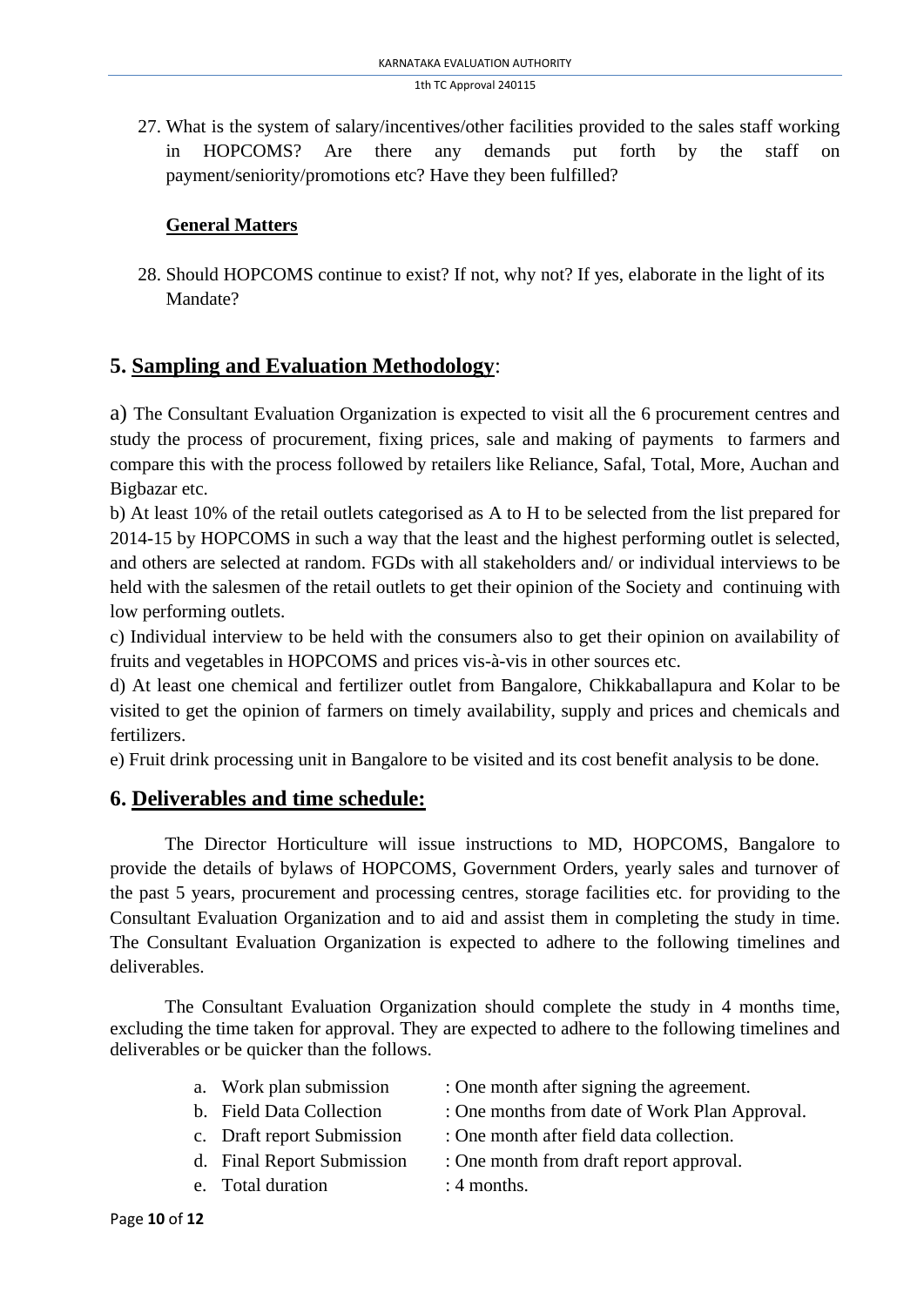27. What is the system of salary/incentives/other facilities provided to the sales staff working in HOPCOMS? Are there any demands put forth by the staff on payment/seniority/promotions etc? Have they been fulfilled?

**General Matters**

28. Should HOPCOMS continue to exist? If not, why not? If yes, elaborate in the light of its Mandate?

## 5. Sampling and Evaluation Methodology:

a) The Consultant Evaluation Organization is expected to visit all the 6 procurement centres and study the process of procurement, fixing prices, sale and making of payments to farmers and compare this with the process followed by retailers like Reliance, Safal, Total, More, Auchan and Bigbazar etc.

b) At least 10% of the retail outlets categorised as A to H to be selected from the list prepared for 2014-15 by HOPCOMS in such a way that the least and the highest performing outlet is selected, and others are selected at random. FGDs with all stakeholders and/ or individual interviews to be held with the salesmen of the retail outlets to get their opinion of the Society and continuing with low performing outlets.

c) Individual interview to be held with the consumers also to get their opinion on availability of fruits and vegetables in HOPCOMS and prices vis-à-vis in other sources etc.

d) At least one chemical and fertilizer outlet from Bangalore, Chikkaballapura and Kolar to be visited to get the opinion of farmers on timely availability, supply and prices and chemicals and fertilizers.

e) Fruit drink processing unit in Bangalore to be visited and its cost benefit analysis to be done.

## 6. Deliverables and time schedule:

The Director Horticulture will issue instructions to MD, HOPCOMS, Bangalore to provide the details of bylaws of HOPCOMS, Government Orders, yearly sales and turnover of the past 5 years, procurement and processing centres, storage facilities etc. for providing to the Consultant Evaluation Organization and to aid and assist them in completing the study in time. The Consultant Evaluation Organization is expected to adhere to the following timelines and deliverables.

The Consultant Evaluation Organization should complete the study in 4 months time, excluding the time taken for approval. They are expected to adhere to the following timelines and deliverables or be quicker than the follows.

a. Work plan submission : One month after signing the agreement.
b. Field Data Collection : One months from date of Work Plan Approval.
c. Draft report Submission : One month after field data collection.
d. Final Report Submission : One month from draft report approval.
e. Total duration : 4 months.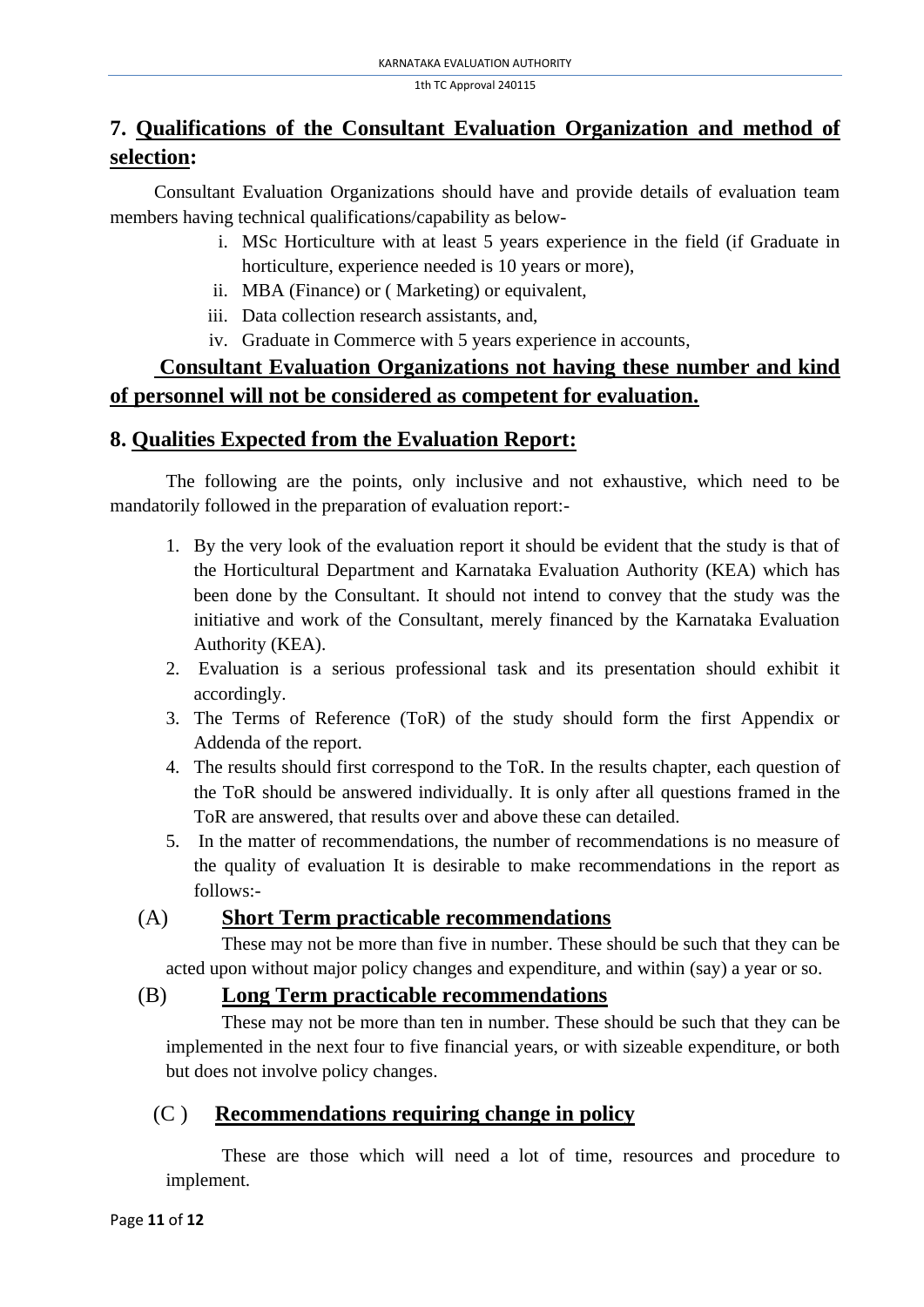## 7. Qualifications of the Consultant Evaluation Organization and method of selection:

Consultant Evaluation Organizations should have and provide details of evaluation team members having technical qualifications/capability as below-

i. MSc Horticulture with at least 5 years experience in the field (if Graduate in horticulture, experience needed is 10 years or more),
ii. MBA (Finance) or ( Marketing) or equivalent,
iii. Data collection research assistants, and,
iv. Graduate in Commerce with 5 years experience in accounts,

**Consultant Evaluation Organizations not having these number and kind of personnel will not be considered as competent for evaluation.**

## 8. Qualities Expected from the Evaluation Report:

The following are the points, only inclusive and not exhaustive, which need to be mandatorily followed in the preparation of evaluation report:-

1. By the very look of the evaluation report it should be evident that the study is that of the Horticultural Department and Karnataka Evaluation Authority (KEA) which has been done by the Consultant. It should not intend to convey that the study was the initiative and work of the Consultant, merely financed by the Karnataka Evaluation Authority (KEA).
2. Evaluation is a serious professional task and its presentation should exhibit it accordingly.
3. The Terms of Reference (ToR) of the study should form the first Appendix or Addenda of the report.
4. The results should first correspond to the ToR. In the results chapter, each question of the ToR should be answered individually. It is only after all questions framed in the ToR are answered, that results over and above these can detailed.
5. In the matter of recommendations, the number of recommendations is no measure of the quality of evaluation It is desirable to make recommendations in the report as follows:-

### (A) Short Term practicable recommendations

These may not be more than five in number. These should be such that they can be acted upon without major policy changes and expenditure, and within (say) a year or so.

### (B) Long Term practicable recommendations

These may not be more than ten in number. These should be such that they can be implemented in the next four to five financial years, or with sizeable expenditure, or both but does not involve policy changes.

### (C ) Recommendations requiring change in policy

These are those which will need a lot of time, resources and procedure to implement.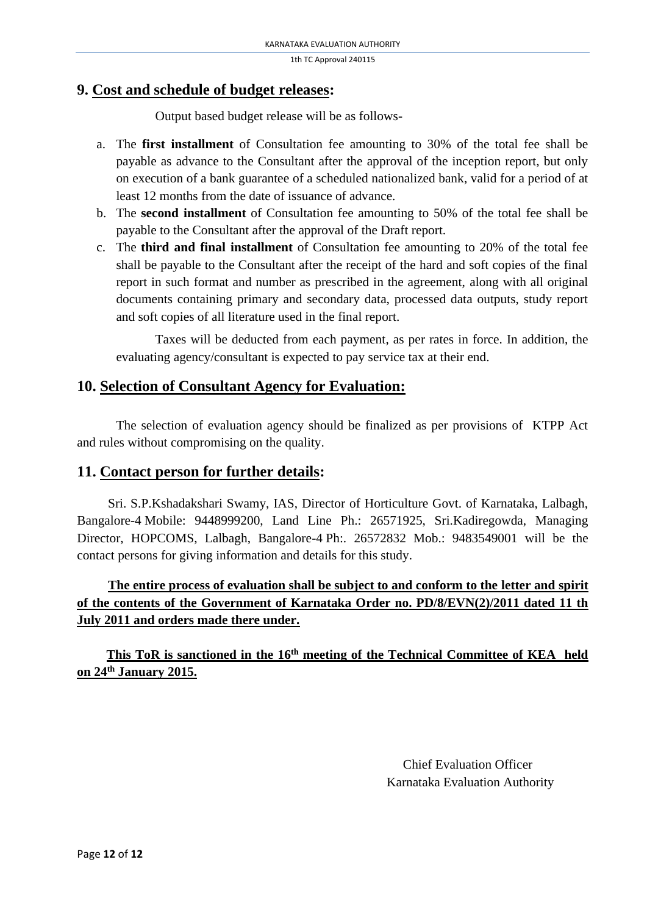## 9. Cost and schedule of budget releases:

Output based budget release will be as follows-

a. The **first installment** of Consultation fee amounting to 30% of the total fee shall be payable as advance to the Consultant after the approval of the inception report, but only on execution of a bank guarantee of a scheduled nationalized bank, valid for a period of at least 12 months from the date of issuance of advance.
b. The **second installment** of Consultation fee amounting to 50% of the total fee shall be payable to the Consultant after the approval of the Draft report.
c. The **third and final installment** of Consultation fee amounting to 20% of the total fee shall be payable to the Consultant after the receipt of the hard and soft copies of the final report in such format and number as prescribed in the agreement, along with all original documents containing primary and secondary data, processed data outputs, study report and soft copies of all literature used in the final report.

Taxes will be deducted from each payment, as per rates in force. In addition, the evaluating agency/consultant is expected to pay service tax at their end.

## 10. Selection of Consultant Agency for Evaluation:

The selection of evaluation agency should be finalized as per provisions of KTPP Act and rules without compromising on the quality.

## 11. Contact person for further details:

Sri. S.P.Kshadakshari Swamy, IAS, Director of Horticulture Govt. of Karnataka, Lalbagh, Bangalore-4 Mobile: 9448999200, Land Line Ph.: 26571925, Sri.Kadiregowda, Managing Director, HOPCOMS, Lalbagh, Bangalore-4 Ph:. 26572832 Mob.: 9483549001 will be the contact persons for giving information and details for this study.

**The entire process of evaluation shall be subject to and conform to the letter and spirit of the contents of the Government of Karnataka Order no. PD/8/EVN(2)/2011 dated 11 th July 2011 and orders made there under.**

**This ToR is sanctioned in the 16th meeting of the Technical Committee of KEA held on 24th January 2015.**

Chief Evaluation Officer
Karnataka Evaluation Authority